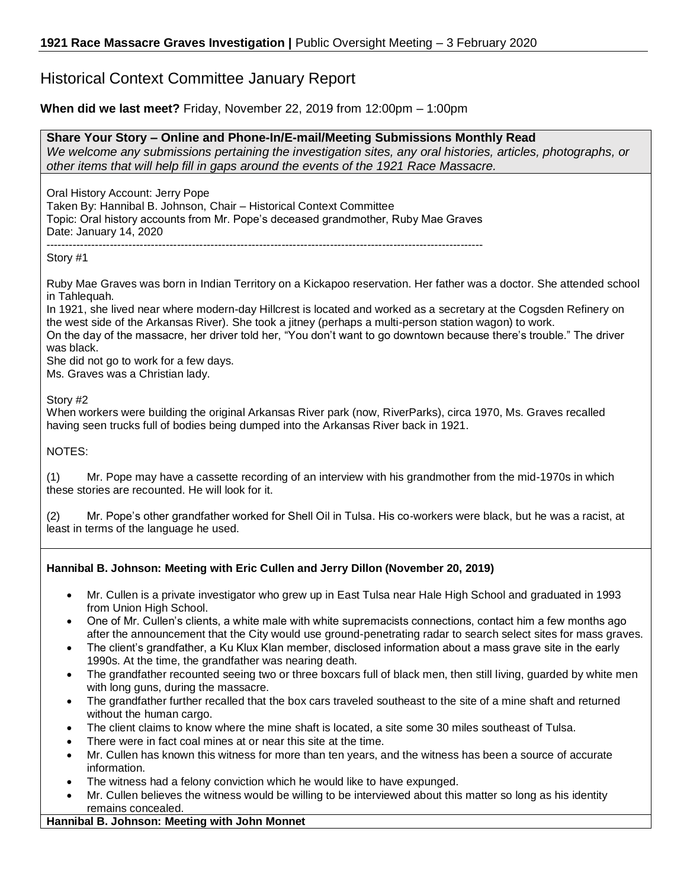**1921 Race Massacre Graves Investigation |** Public Oversight Meeting – 3 February 2020

# Historical Context Committee January Report

**When did we last meet?** Friday, November 22, 2019 from 12:00pm – 1:00pm

**Share Your Story – Online and Phone-In/E-mail/Meeting Submissions Monthly Read**

*We welcome any submissions pertaining the investigation sites, any oral histories, articles, photographs, or other items that will help fill in gaps around the events of the 1921 Race Massacre.*

Oral History Account: Jerry Pope
Taken By: Hannibal B. Johnson, Chair – Historical Context Committee
Topic: Oral history accounts from Mr. Pope's deceased grandmother, Ruby Mae Graves
Date: January 14, 2020

-----------------------------------------------------------------------------------------------------------------

Story #1

Ruby Mae Graves was born in Indian Territory on a Kickapoo reservation. Her father was a doctor. She attended school in Tahlequah.

In 1921, she lived near where modern-day Hillcrest is located and worked as a secretary at the Cogsden Refinery on the west side of the Arkansas River). She took a jitney (perhaps a multi-person station wagon) to work.

On the day of the massacre, her driver told her, "You don't want to go downtown because there's trouble." The driver was black.

She did not go to work for a few days.

Ms. Graves was a Christian lady.

Story #2

When workers were building the original Arkansas River park (now, RiverParks), circa 1970, Ms. Graves recalled having seen trucks full of bodies being dumped into the Arkansas River back in 1921.

NOTES:

(1) Mr. Pope may have a cassette recording of an interview with his grandmother from the mid-1970s in which these stories are recounted. He will look for it.

(2) Mr. Pope's other grandfather worked for Shell Oil in Tulsa. His co-workers were black, but he was a racist, at least in terms of the language he used.

**Hannibal B. Johnson: Meeting with Eric Cullen and Jerry Dillon (November 20, 2019)**

- Mr. Cullen is a private investigator who grew up in East Tulsa near Hale High School and graduated in 1993 from Union High School.
- One of Mr. Cullen's clients, a white male with white supremacists connections, contact him a few months ago after the announcement that the City would use ground-penetrating radar to search select sites for mass graves.
- The client's grandfather, a Ku Klux Klan member, disclosed information about a mass grave site in the early 1990s. At the time, the grandfather was nearing death.
- The grandfather recounted seeing two or three boxcars full of black men, then still living, guarded by white men with long guns, during the massacre.
- The grandfather further recalled that the box cars traveled southeast to the site of a mine shaft and returned without the human cargo.
- The client claims to know where the mine shaft is located, a site some 30 miles southeast of Tulsa.
- There were in fact coal mines at or near this site at the time.
- Mr. Cullen has known this witness for more than ten years, and the witness has been a source of accurate information.
- The witness had a felony conviction which he would like to have expunged.
- Mr. Cullen believes the witness would be willing to be interviewed about this matter so long as his identity remains concealed.

**Hannibal B. Johnson: Meeting with John Monnet**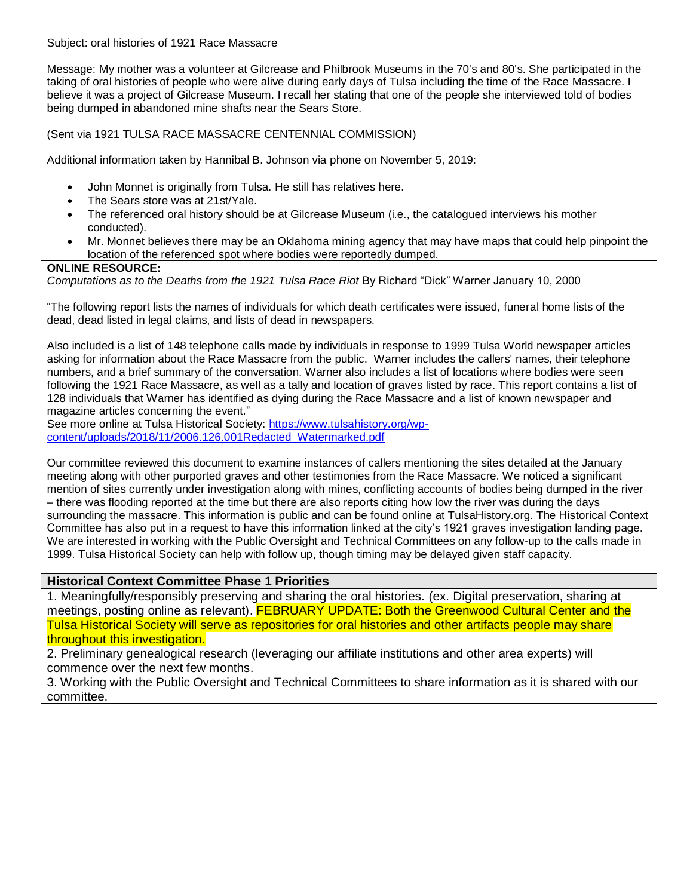Subject: oral histories of 1921 Race Massacre

Message: My mother was a volunteer at Gilcrease and Philbrook Museums in the 70's and 80's. She participated in the taking of oral histories of people who were alive during early days of Tulsa including the time of the Race Massacre. I believe it was a project of Gilcrease Museum. I recall her stating that one of the people she interviewed told of bodies being dumped in abandoned mine shafts near the Sears Store.

(Sent via 1921 TULSA RACE MASSACRE CENTENNIAL COMMISSION)

Additional information taken by Hannibal B. Johnson via phone on November 5, 2019:

- John Monnet is originally from Tulsa. He still has relatives here.
- The Sears store was at 21st/Yale.
- The referenced oral history should be at Gilcrease Museum (i.e., the catalogued interviews his mother conducted).
- Mr. Monnet believes there may be an Oklahoma mining agency that may have maps that could help pinpoint the location of the referenced spot where bodies were reportedly dumped.

**ONLINE RESOURCE:**

*Computations as to the Deaths from the 1921 Tulsa Race Riot* By Richard "Dick" Warner January 10, 2000

"The following report lists the names of individuals for which death certificates were issued, funeral home lists of the dead, dead listed in legal claims, and lists of dead in newspapers.

Also included is a list of 148 telephone calls made by individuals in response to 1999 Tulsa World newspaper articles asking for information about the Race Massacre from the public. Warner includes the callers' names, their telephone numbers, and a brief summary of the conversation. Warner also includes a list of locations where bodies were seen following the 1921 Race Massacre, as well as a tally and location of graves listed by race. This report contains a list of 128 individuals that Warner has identified as dying during the Race Massacre and a list of known newspaper and magazine articles concerning the event."

See more online at Tulsa Historical Society: [https://www.tulsahistory.org/wp-content/uploads/2018/11/2006.126.001Redacted_Watermarked.pdf](https://www.tulsahistory.org/wp-content/uploads/2018/11/2006.126.001Redacted_Watermarked.pdf)

Our committee reviewed this document to examine instances of callers mentioning the sites detailed at the January meeting along with other purported graves and other testimonies from the Race Massacre. We noticed a significant mention of sites currently under investigation along with mines, conflicting accounts of bodies being dumped in the river – there was flooding reported at the time but there are also reports citing how low the river was during the days surrounding the massacre. This information is public and can be found online at TulsaHistory.org. The Historical Context Committee has also put in a request to have this information linked at the city's 1921 graves investigation landing page. We are interested in working with the Public Oversight and Technical Committees on any follow-up to the calls made in 1999. Tulsa Historical Society can help with follow up, though timing may be delayed given staff capacity.

**Historical Context Committee Phase 1 Priorities**

1. Meaningfully/responsibly preserving and sharing the oral histories. (ex. Digital preservation, sharing at meetings, posting online as relevant). FEBRUARY UPDATE: Both the Greenwood Cultural Center and the Tulsa Historical Society will serve as repositories for oral histories and other artifacts people may share throughout this investigation.
2. Preliminary research (leveraging our affiliate institutions and other area experts) will commence over the next few months.
3. Working with the Public Oversight and Technical Committees to share information as it is shared with our committee.